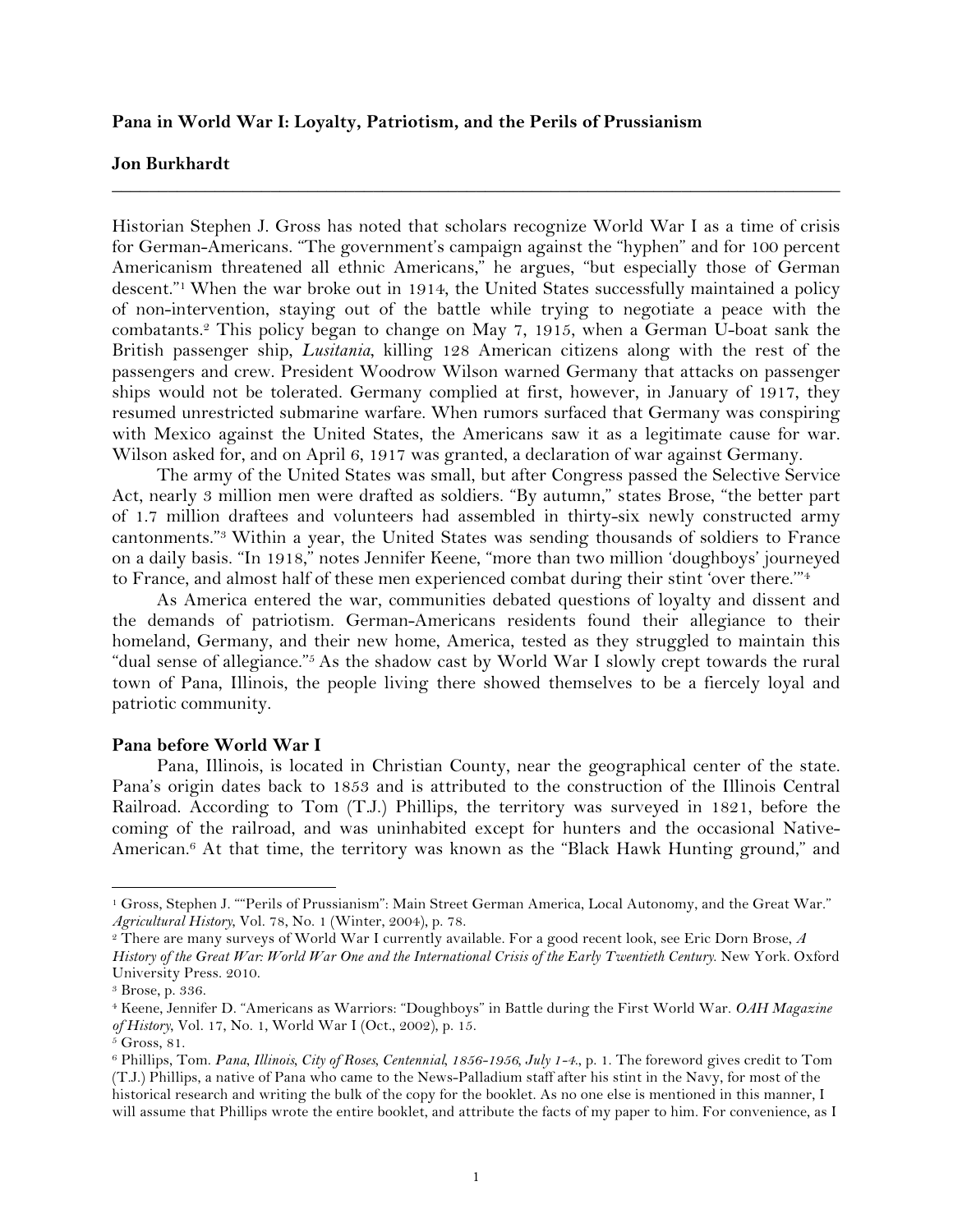**Pana in World War I: Loyalty, Patriotism, and the Perils of Prussianism**

**Jon Burkhardt**

---

Historian Stephen J. Gross has noted that scholars recognize World War I as a time of crisis for German-Americans. "The government's campaign against the "hyphen" and for 100 percent Americanism threatened all ethnic Americans," he argues, "but especially those of German descent."[1] When the war broke out in 1914, the United States successfully maintained a policy of non-intervention, staying out of the battle while trying to negotiate a peace with the combatants.[2] This policy began to change on May 7, 1915, when a German U-boat sank the British passenger ship, *Lusitania*, killing 128 American citizens along with the rest of the passengers and crew. President Woodrow Wilson warned Germany that attacks on passenger ships would not be tolerated. Germany complied at first, however, in January of 1917, they resumed unrestricted submarine warfare. When rumors surfaced that Germany was conspiring with Mexico against the United States, the Americans saw it as a legitimate cause for war. Wilson asked for, and on April 6, 1917 was granted, a declaration of war against Germany.

The army of the United States was small, but after Congress passed the Selective Service Act, nearly 3 million men were drafted as soldiers. "By autumn," states Brose, "the better part of 1.7 million draftees and volunteers had assembled in thirty-six newly constructed army cantonments."[3] Within a year, the United States was sending thousands of soldiers to France on a daily basis. "In 1918," notes Jennifer Keene, "more than two million 'doughboys' journeyed to France, and almost half of these men experienced combat during their stint 'over there.'"[4]

As America entered the war, communities debated questions of loyalty and dissent and the demands of patriotism. German-Americans residents found their allegiance to their homeland, Germany, and their new home, America, tested as they struggled to maintain this "dual sense of allegiance."[5] As the shadow cast by World War I slowly crept towards the rural town of Pana, Illinois, the people living there showed themselves to be a fiercely loyal and patriotic community.

**Pana before World War I**

Pana, Illinois, is located in Christian County, near the geographical center of the state. Pana's origin dates back to 1853 and is attributed to the construction of the Illinois Central Railroad. According to Tom (T.J.) Phillips, the territory was surveyed in 1821, before the coming of the railroad, and was uninhabited except for hunters and the occasional Native-American.[6] At that time, the territory was known as the "Black Hawk Hunting ground," and

---

[1] Gross, Stephen J. ""Perils of Prussianism": Main Street German America, Local Autonomy, and the Great War." *Agricultural History*, Vol. 78, No. 1 (Winter, 2004), p. 78.

[2] There are many surveys of World War I currently available. For a good recent look, see Eric Dorn Brose, *A History of the Great War: World War One and the International Crisis of the Early Twentieth Century.* New York. Oxford University Press. 2010.

[3] Brose, p. 336.

[4] Keene, Jennifer D. "Americans as Warriors: "Doughboys" in Battle during the First World War. *OAH Magazine of History*, Vol. 17, No. 1, World War I (Oct., 2002), p. 15.

[5] Gross, 81.

[6] Phillips, Tom. *Pana, Illinois, City of Roses, Centennial, 1856-1956, July 1-4.*, p. 1. The foreword gives credit to Tom (T.J.) Phillips, a native of Pana who came to the News-Palladium staff after his stint in the Navy, for most of the historical research and writing the bulk of the copy for the booklet. As no one else is mentioned in this manner, I will assume that Phillips wrote the entire booklet, and attribute the facts of my paper to him. For convenience, as I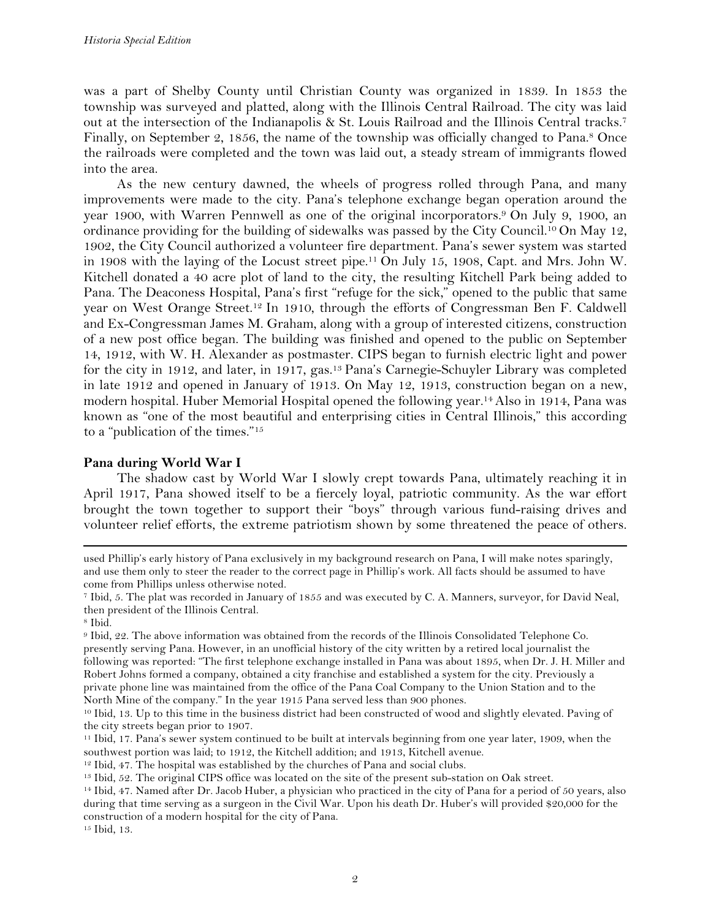was a part of Shelby County until Christian County was organized in 1839. In 1853 the township was surveyed and platted, along with the Illinois Central Railroad. The city was laid out at the intersection of the Indianapolis & St. Louis Railroad and the Illinois Central tracks.[7] Finally, on September 2, 1856, the name of the township was officially changed to Pana.[8] Once the railroads were completed and the town was laid out, a steady stream of immigrants flowed into the area.

As the new century dawned, the wheels of progress rolled through Pana, and many improvements were made to the city. Pana's telephone exchange began operation around the year 1900, with Warren Pennwell as one of the original incorporators.[9] On July 9, 1900, an ordinance providing for the building of sidewalks was passed by the City Council.[10] On May 12, 1902, the City Council authorized a volunteer fire department. Pana's sewer system was started in 1908 with the laying of the Locust street pipe.[11] On July 15, 1908, Capt. and Mrs. John W. Kitchell donated a 40 acre plot of land to the city, the resulting Kitchell Park being added to Pana. The Deaconess Hospital, Pana's first "refuge for the sick," opened to the public that same year on West Orange Street.[12] In 1910, through the efforts of Congressman Ben F. Caldwell and Ex-Congressman James M. Graham, along with a group of interested citizens, construction of a new post office began. The building was finished and opened to the public on September 14, 1912, with W. H. Alexander as postmaster. CIPS began to furnish electric light and power for the city in 1912, and later, in 1917, gas.[13] Pana's Carnegie-Schuyler Library was completed in late 1912 and opened in January of 1913. On May 12, 1913, construction began on a new, modern hospital. Huber Memorial Hospital opened the following year.[14] Also in 1914, Pana was known as "one of the most beautiful and enterprising cities in Central Illinois," this according to a "publication of the times."[15]

**Pana during World War I**

The shadow cast by World War I slowly crept towards Pana, ultimately reaching it in April 1917, Pana showed itself to be a fiercely loyal, patriotic community. As the war effort brought the town together to support their "boys" through various fund-raising drives and volunteer relief efforts, the extreme patriotism shown by some threatened the peace of others.

---

used Phillip's early history of Pana exclusively in my background research on Pana, I will make notes sparingly, and use them only to steer the reader to the correct page in Phillip's work. All facts should be assumed to have come from Phillips unless otherwise noted.

[7] Ibid, 5. The plat was recorded in January of 1855 and was executed by C. A. Manners, surveyor, for David Neal, then president of the Illinois Central.

[8] Ibid.

[9] Ibid, 22. The above information was obtained from the records of the Illinois Consolidated Telephone Co. presently serving Pana. However, in an unofficial history of the city written by a retired local journalist the following was reported: "The first telephone exchange installed in Pana was about 1895, when Dr. J. H. Miller and Robert Johns formed a company, obtained a city franchise and established a system for the city. Previously a private phone line was maintained from the office of the Pana Coal Company to the Union Station and to the North Mine of the company." In the year 1915 Pana served less than 900 phones.

[10] Ibid, 13. Up to this time in the business district had been constructed of wood and slightly elevated. Paving of the city streets began prior to 1907.

[11] Ibid, 17. Pana's sewer system continued to be built at intervals beginning from one year later, 1909, when the southwest portion was laid; to 1912, the Kitchell addition; and 1913, Kitchell avenue.

[12] Ibid, 47. The hospital was established by the churches of Pana and social clubs.

[13] Ibid, 52. The original CIPS office was located on the site of the present sub-station on Oak street.

[14] Ibid, 47. Named after Dr. Jacob Huber, a physician who practiced in the city of Pana for a period of 50 years, also during that time serving as a surgeon in the Civil War. Upon his death Dr. Huber's will provided $20,000 for the construction of a modern hospital for the city of Pana.

[15] Ibid, 13.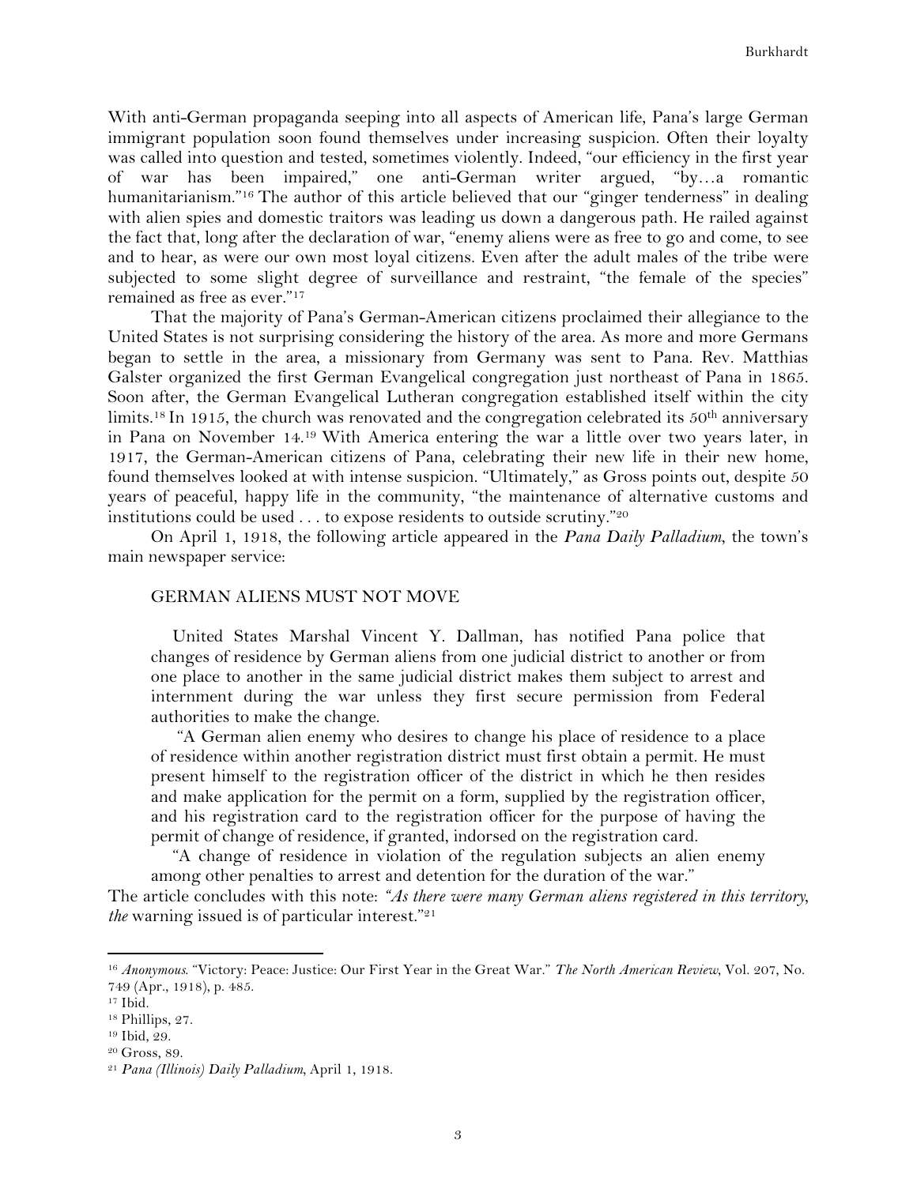With anti-German propaganda seeping into all aspects of American life, Pana's large German immigrant population soon found themselves under increasing suspicion. Often their loyalty was called into question and tested, sometimes violently. Indeed, "our efficiency in the first year of war has been impaired," one anti-German writer argued, "by…a romantic humanitarianism."[16] The author of this article believed that our "ginger tenderness" in dealing with alien spies and domestic traitors was leading us down a dangerous path. He railed against the fact that, long after the declaration of war, "enemy aliens were as free to go and come, to see and to hear, as were our own most loyal citizens. Even after the adult males of the tribe were subjected to some slight degree of surveillance and restraint, "the female of the species" remained as free as ever."[17]

That the majority of Pana's German-American citizens proclaimed their allegiance to the United States is not surprising considering the history of the area. As more and more Germans began to settle in the area, a missionary from Germany was sent to Pana. Rev. Matthias Galster organized the first German Evangelical congregation just northeast of Pana in 1865. Soon after, the German Evangelical Lutheran congregation established itself within the city limits.[18] In 1915, the church was renovated and the congregation celebrated its 50th anniversary in Pana on November 14.[19] With America entering the war a little over two years later, in 1917, the German-American citizens of Pana, celebrating their new life in their new home, found themselves looked at with intense suspicion. "Ultimately," as Gross points out, despite 50 years of peaceful, happy life in the community, "the maintenance of alternative customs and institutions could be used . . . to expose residents to outside scrutiny."[20]

On April 1, 1918, the following article appeared in the *Pana Daily Palladium*, the town's main newspaper service:

> GERMAN ALIENS MUST NOT MOVE
>
> United States Marshal Vincent Y. Dallman, has notified Pana police that changes of residence by German aliens from one judicial district to another or from one place to another in the same judicial district makes them subject to arrest and internment during the war unless they first secure permission from Federal authorities to make the change.
>
> "A German alien enemy who desires to change his place of residence to a place of residence within another registration district must first obtain a permit. He must present himself to the registration officer of the district in which he then resides and make application for the permit on a form, supplied by the registration officer, and his registration card to the registration officer for the purpose of having the permit of change of residence, if granted, indorsed on the registration card.
>
> "A change of residence in violation of the regulation subjects an alien enemy among other penalties to arrest and detention for the duration of the war."

The article concludes with this note: *"As there were many German aliens registered in this territory, the* warning issued is of particular interest."[21]

---

[16] *Anonymous.* "Victory: Peace: Justice: Our First Year in the Great War." *The North American Review*, Vol. 207, No. 749 (Apr., 1918), p. 485.

[17] Ibid.

[18] Phillips, 27.

[19] Ibid, 29.

[20] Gross, 89.

[21] *Pana (Illinois) Daily Palladium*, April 1, 1918.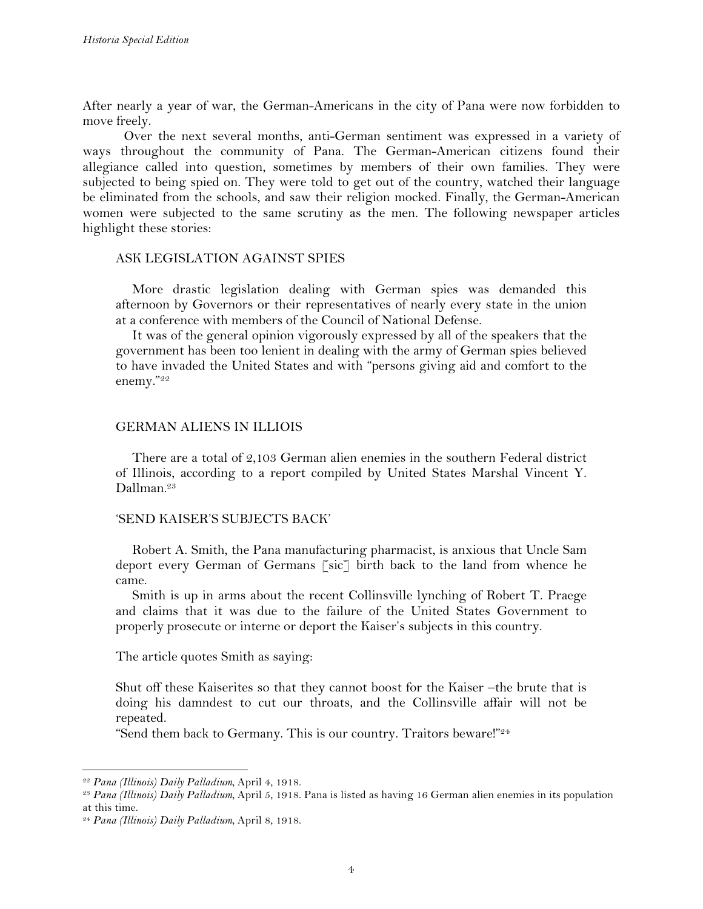After nearly a year of war, the German-Americans in the city of Pana were now forbidden to move freely.

Over the next several months, anti-German sentiment was expressed in a variety of ways throughout the community of Pana. The German-American citizens found their allegiance called into question, sometimes by members of their own families. They were subjected to being spied on. They were told to get out of the country, watched their language be eliminated from the schools, and saw their religion mocked. Finally, the German-American women were subjected to the same scrutiny as the men. The following newspaper articles highlight these stories:

> ASK LEGISLATION AGAINST SPIES
>
> More drastic legislation dealing with German spies was demanded this afternoon by Governors or their representatives of nearly every state in the union at a conference with members of the Council of National Defense.
>
> It was of the general opinion vigorously expressed by all of the speakers that the government has been too lenient in dealing with the army of German spies believed to have invaded the United States and with "persons giving aid and comfort to the enemy."[22]

> GERMAN ALIENS IN ILLIOIS
>
> There are a total of 2,103 German alien enemies in the southern Federal district of Illinois, according to a report compiled by United States Marshal Vincent Y. Dallman.[23]

> 'SEND KAISER'S SUBJECTS BACK'
>
> Robert A. Smith, the Pana manufacturing pharmacist, is anxious that Uncle Sam deport every German of Germans [sic] birth back to the land from whence he came.
>
> Smith is up in arms about the recent Collinsville lynching of Robert T. Praege and claims that it was due to the failure of the United States Government to properly prosecute or interne or deport the Kaiser's subjects in this country.

The article quotes Smith as saying:

Shut off these Kaiserites so that they cannot boost for the Kaiser –the brute that is doing his damndest to cut our throats, and the Collinsville affair will not be repeated.
"Send them back to Germany. This is our country. Traitors beware!"[24]

---

[22] *Pana (Illinois) Daily Palladium*, April 4, 1918.

[23] *Pana (Illinois) Daily Palladium*, April 5, 1918. Pana is listed as having 16 German alien enemies in its population at this time.

[24] *Pana (Illinois) Daily Palladium*, April 8, 1918.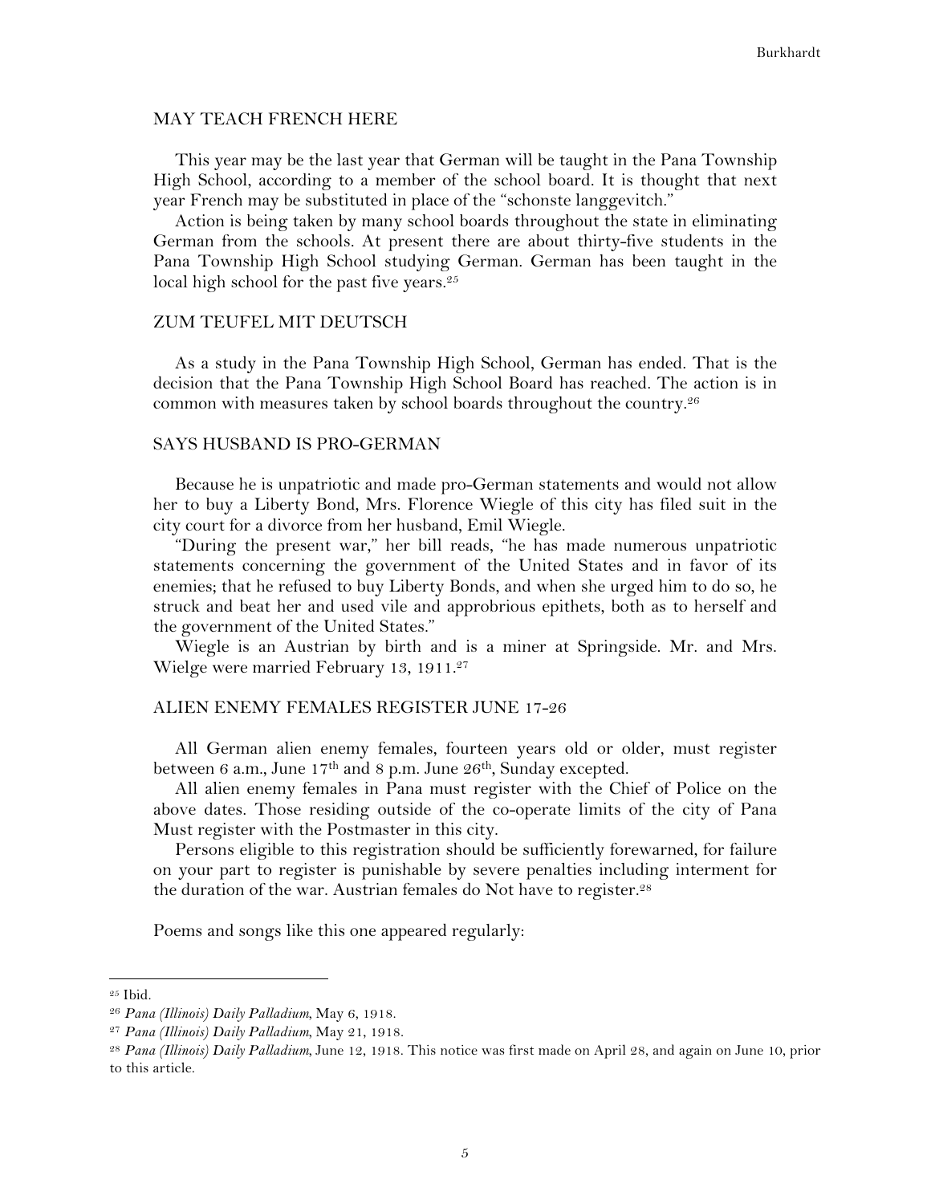MAY TEACH FRENCH HERE

This year may be the last year that German will be taught in the Pana Township High School, according to a member of the school board. It is thought that next year French may be substituted in place of the "schonste langgevitch."

Action is being taken by many school boards throughout the state in eliminating German from the schools. At present there are about thirty-five students in the Pana Township High School studying German. German has been taught in the local high school for the past five years.[25]

ZUM TEUFEL MIT DEUTSCH

As a study in the Pana Township High School, German has ended. That is the decision that the Pana Township High School Board has reached. The action is in common with measures taken by school boards throughout the country.[26]

SAYS HUSBAND IS PRO-GERMAN

Because he is unpatriotic and made pro-German statements and would not allow her to buy a Liberty Bond, Mrs. Florence Wiegle of this city has filed suit in the city court for a divorce from her husband, Emil Wiegle.

"During the present war," her bill reads, "he has made numerous unpatriotic statements concerning the government of the United States and in favor of its enemies; that he refused to buy Liberty Bonds, and when she urged him to do so, he struck and beat her and used vile and approbrious epithets, both as to herself and the government of the United States."

Wiegle is an Austrian by birth and is a miner at Springside. Mr. and Mrs. Wielge were married February 13, 1911.[27]

ALIEN ENEMY FEMALES REGISTER JUNE 17-26

All German alien enemy females, fourteen years old or older, must register between 6 a.m., June 17th and 8 p.m. June 26th, Sunday excepted.

All alien enemy females in Pana must register with the Chief of Police on the above dates. Those residing outside of the co-operate limits of the city of Pana Must register with the Postmaster in this city.

Persons eligible to this registration should be sufficiently forewarned, for failure on your part to register is punishable by severe penalties including interment for the duration of the war. Austrian females do Not have to register.[28]

Poems and songs like this one appeared regularly:

---

[25] Ibid.

[26] *Pana (Illinois) Daily Palladium*, May 6, 1918.

[27] *Pana (Illinois) Daily Palladium*, May 21, 1918.

[28] *Pana (Illinois) Daily Palladium*, June 12, 1918. This notice was first made on April 28, and again on June 10, prior to this article.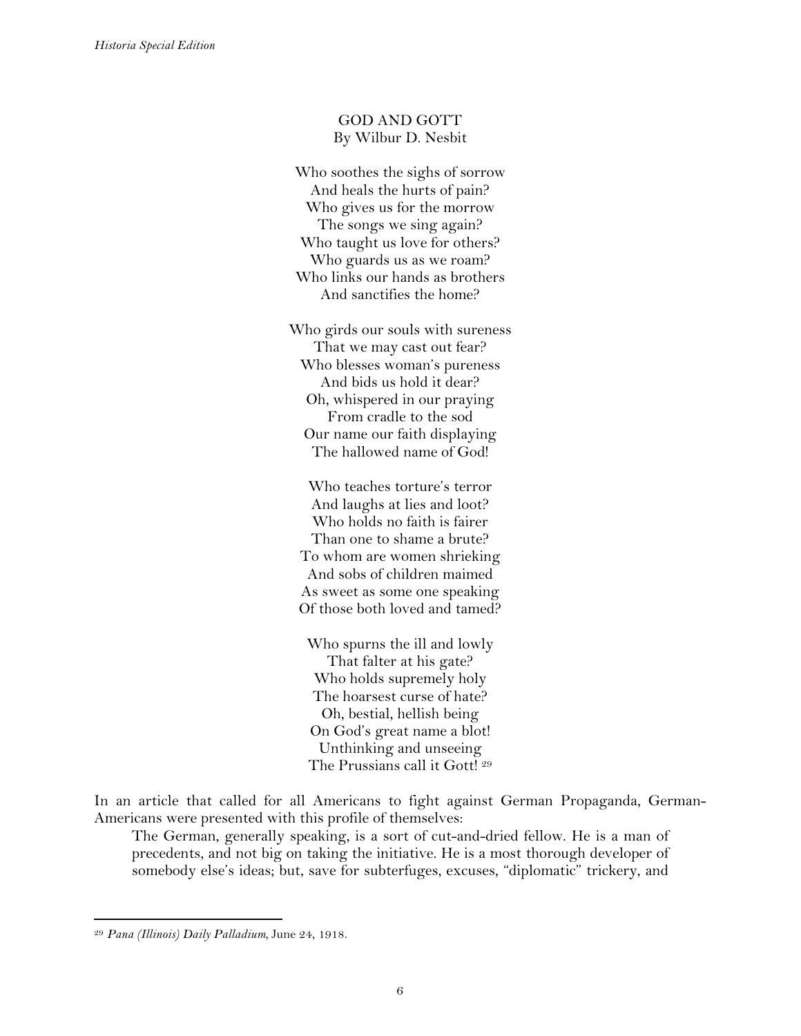GOD AND GOTT
By Wilbur D. Nesbit

Who soothes the sighs of sorrow
And heals the hurts of pain?
Who gives us for the morrow
The songs we sing again?
Who taught us love for others?
Who guards us as we roam?
Who links our hands as brothers
And sanctifies the home?

Who girds our souls with sureness
That we may cast out fear?
Who blesses woman's pureness
And bids us hold it dear?
Oh, whispered in our praying
From cradle to the sod
Our name our faith displaying
The hallowed name of God!

Who teaches torture's terror
And laughs at lies and loot?
Who holds no faith is fairer
Than one to shame a brute?
To whom are women shrieking
And sobs of children maimed
As sweet as some one speaking
Of those both loved and tamed?

Who spurns the ill and lowly
That falter at his gate?
Who holds supremely holy
The hoarsest curse of hate?
Oh, bestial, hellish being
On God's great name a blot!
Unthinking and unseeing
The Prussians call it Gott! [29]

In an article that called for all Americans to fight against German Propaganda, German-Americans were presented with this profile of themselves:

> The German, generally speaking, is a sort of cut-and-dried fellow. He is a man of precedents, and not big on taking the initiative. He is a most thorough developer of somebody else's ideas; but, save for subterfuges, excuses, "diplomatic" trickery, and

[29] *Pana (Illinois) Daily Palladium*, June 24, 1918.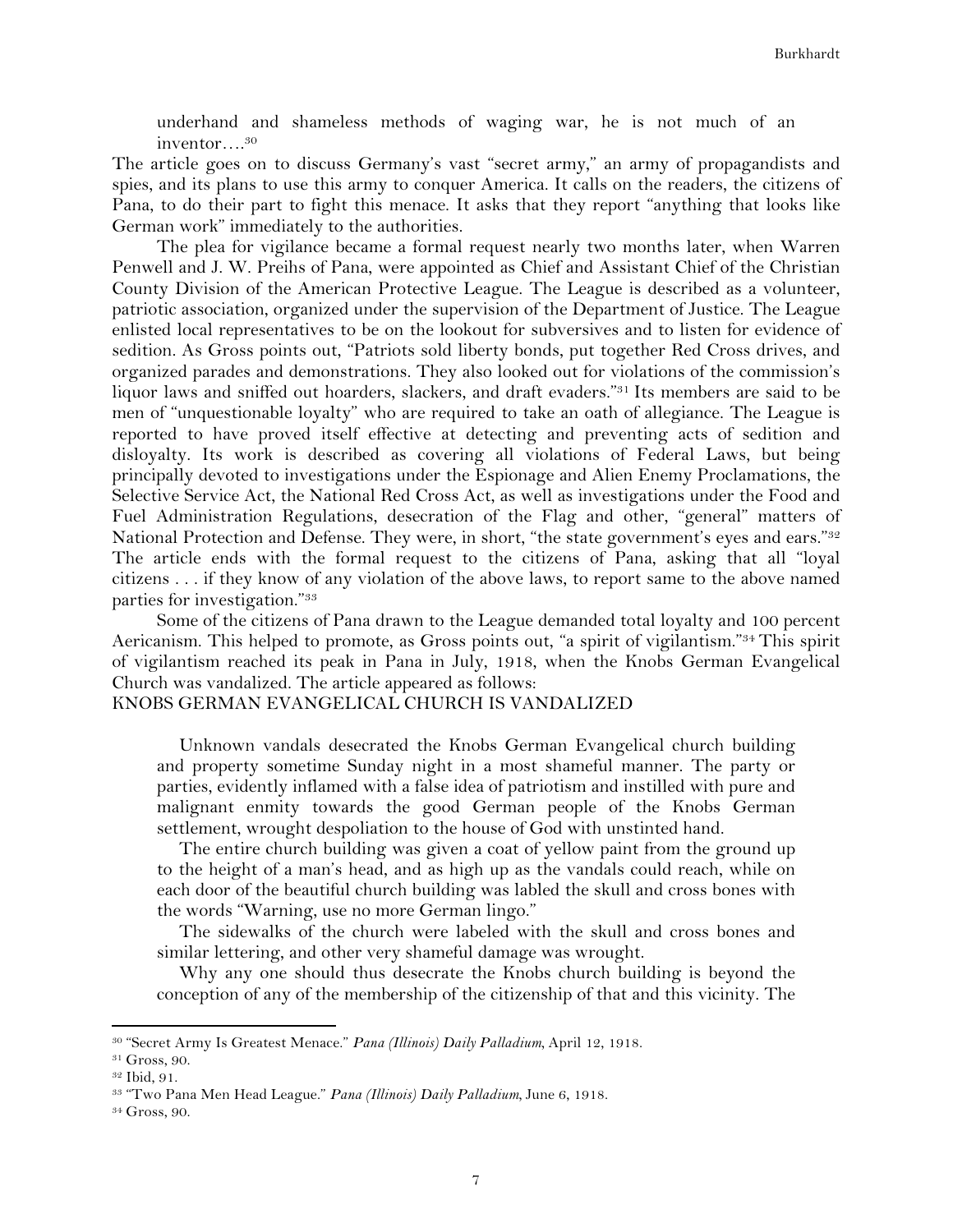> underhand and shameless methods of waging war, he is not much of an inventor….[30]

The article goes on to discuss Germany's vast "secret army," an army of propagandists and spies, and its plans to use this army to conquer America. It calls on the readers, the citizens of Pana, to do their part to fight this menace. It asks that they report "anything that looks like German work" immediately to the authorities.

The plea for vigilance became a formal request nearly two months later, when Warren Penwell and J. W. Preihs of Pana, were appointed as Chief and Assistant Chief of the Christian County Division of the American Protective League. The League is described as a volunteer, patriotic association, organized under the supervision of the Department of Justice. The League enlisted local representatives to be on the lookout for subversives and to listen for evidence of sedition. As Gross points out, "Patriots sold liberty bonds, put together Red Cross drives, and organized parades and demonstrations. They also looked out for violations of the commission's liquor laws and sniffed out hoarders, slackers, and draft evaders."[31] Its members are said to be men of "unquestionable loyalty" who are required to take an oath of allegiance. The League is reported to have proved itself effective at detecting and preventing acts of sedition and disloyalty. Its work is described as covering all violations of Federal Laws, but being principally devoted to investigations under the Espionage and Alien Enemy Proclamations, the Selective Service Act, the National Red Cross Act, as well as investigations under the Food and Fuel Administration Regulations, desecration of the Flag and other, "general" matters of National Protection and Defense. They were, in short, "the state government's eyes and ears."[32] The article ends with the formal request to the citizens of Pana, asking that all "loyal citizens . . . if they know of any violation of the above laws, to report same to the above named parties for investigation."[33]

Some of the citizens of Pana drawn to the League demanded total loyalty and 100 percent Aericanism. This helped to promote, as Gross points out, "a spirit of vigilantism."[34] This spirit of vigilantism reached its peak in Pana in July, 1918, when the Knobs German Evangelical Church was vandalized. The article appeared as follows:

KNOBS GERMAN EVANGELICAL CHURCH IS VANDALIZED

> Unknown vandals desecrated the Knobs German Evangelical church building and property sometime Sunday night in a most shameful manner. The party or parties, evidently inflamed with a false idea of patriotism and instilled with pure and malignant enmity towards the good German people of the Knobs German settlement, wrought despoliation to the house of God with unstinted hand.
>
> The entire church building was given a coat of yellow paint from the ground up to the height of a man's head, and as high up as the vandals could reach, while on each door of the beautiful church building was labled the skull and cross bones with the words "Warning, use no more German lingo."
>
> The sidewalks of the church were labeled with the skull and cross bones and similar lettering, and other very shameful damage was wrought.
>
> Why any one should thus desecrate the Knobs church building is beyond the conception of any of the membership of the citizenship of that and this vicinity. The

---

[30] "Secret Army Is Greatest Menace." *Pana (Illinois) Daily Palladium*, April 12, 1918.

[31] Gross, 90.

[32] Ibid, 91.

[33] "Two Pana Men Head League." *Pana (Illinois) Daily Palladium*, June 6, 1918.

[34] Gross, 90.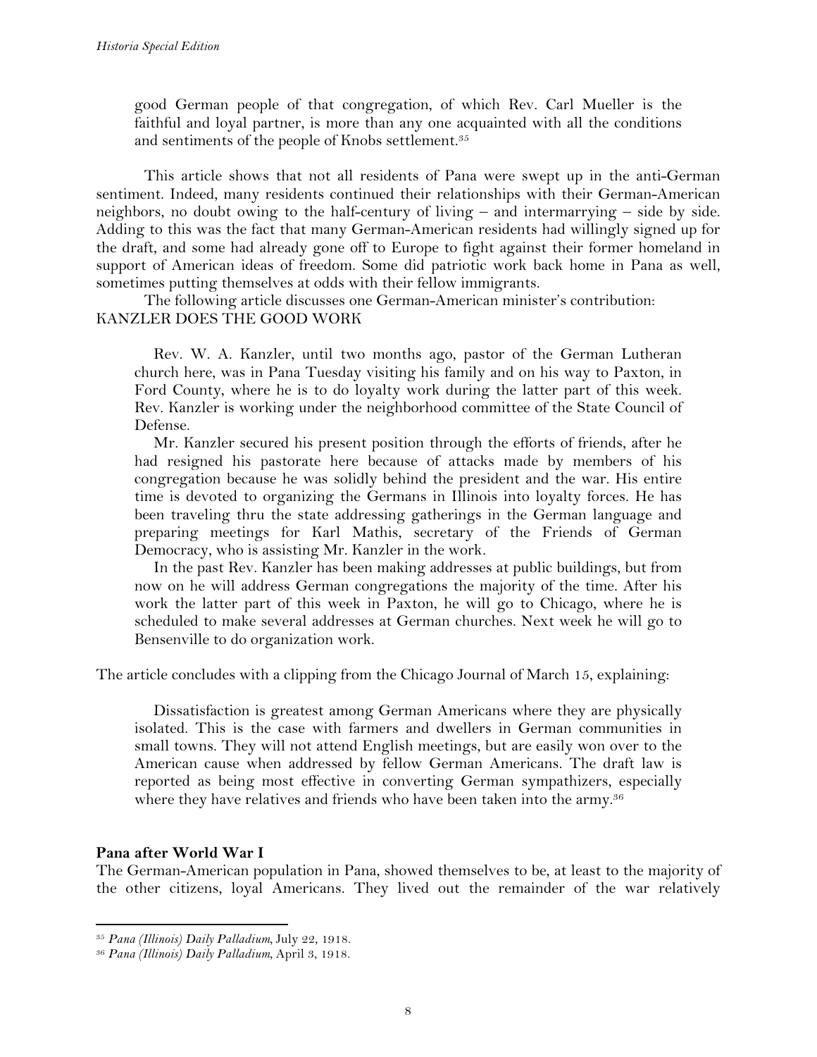> good German people of that congregation, of which Rev. Carl Mueller is the faithful and loyal partner, is more than any one acquainted with all the conditions and sentiments of the people of Knobs settlement.[35]

This article shows that not all residents of Pana were swept up in the anti-German sentiment. Indeed, many residents continued their relationships with their German-American neighbors, no doubt owing to the half-century of living – and intermarrying – side by side. Adding to this was the fact that many German-American residents had willingly signed up for the draft, and some had already gone off to Europe to fight against their former homeland in support of American ideas of freedom. Some did patriotic work back home in Pana as well, sometimes putting themselves at odds with their fellow immigrants.

The following article discusses one German-American minister's contribution:
KANZLER DOES THE GOOD WORK

> Rev. W. A. Kanzler, until two months ago, pastor of the German Lutheran church here, was in Pana Tuesday visiting his family and on his way to Paxton, in Ford County, where he is to do loyalty work during the latter part of this week. Rev. Kanzler is working under the neighborhood committee of the State Council of Defense.
>
> Mr. Kanzler secured his present position through the efforts of friends, after he had resigned his pastorate here because of attacks made by members of his congregation because he was solidly behind the president and the war. His entire time is devoted to organizing the Germans in Illinois into loyalty forces. He has been traveling thru the state addressing gatherings in the German language and preparing meetings for Karl Mathis, secretary of the Friends of German Democracy, who is assisting Mr. Kanzler in the work.
>
> In the past Rev. Kanzler has been making addresses at public buildings, but from now on he will address German congregations the majority of the time. After his work the latter part of this week in Paxton, he will go to Chicago, where he is scheduled to make several addresses at German churches. Next week he will go to Bensenville to do organization work.

The article concludes with a clipping from the Chicago Journal of March 15, explaining:

> Dissatisfaction is greatest among German Americans where they are physically isolated. This is the case with farmers and dwellers in German communities in small towns. They will not attend English meetings, but are easily won over to the American cause when addressed by fellow German Americans. The draft law is reported as being most effective in converting German sympathizers, especially where they have relatives and friends who have been taken into the army.[36]

**Pana after World War I**

The German-American population in Pana, showed themselves to be, at least to the majority of the other citizens, loyal Americans. They lived out the remainder of the war relatively

---

[35] *Pana (Illinois) Daily Palladium*, July 22, 1918.

[36] *Pana (Illinois) Daily Palladium*, April 3, 1918.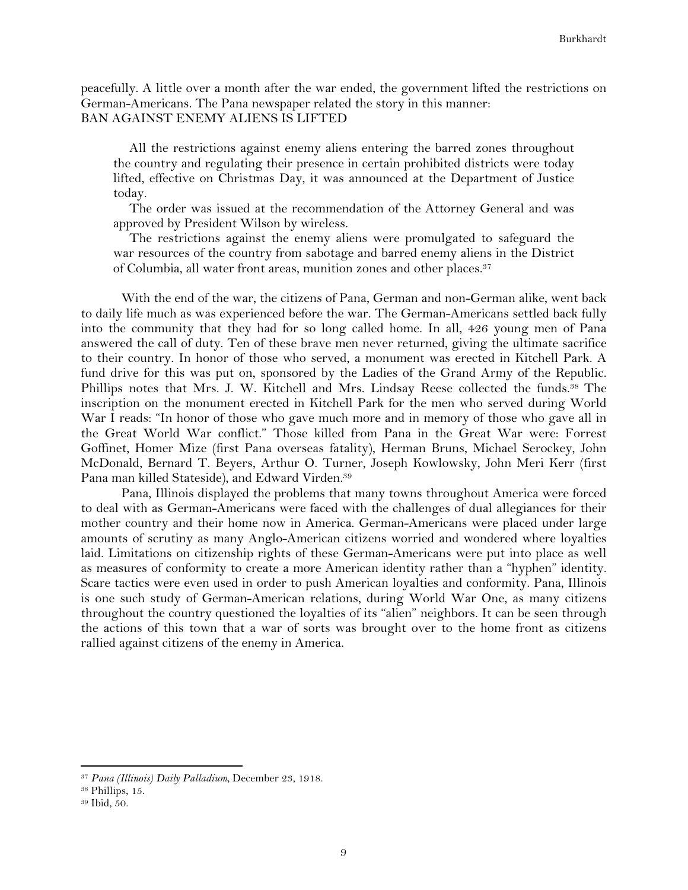peacefully. A little over a month after the war ended, the government lifted the restrictions on German-Americans. The Pana newspaper related the story in this manner:
BAN AGAINST ENEMY ALIENS IS LIFTED

> All the restrictions against enemy aliens entering the barred zones throughout the country and regulating their presence in certain prohibited districts were today lifted, effective on Christmas Day, it was announced at the Department of Justice today.
>
> The order was issued at the recommendation of the Attorney General and was approved by President Wilson by wireless.
>
> The restrictions against the enemy aliens were promulgated to safeguard the war resources of the country from sabotage and barred enemy aliens in the District of Columbia, all water front areas, munition zones and other places.[37]

With the end of the war, the citizens of Pana, German and non-German alike, went back to daily life much as was experienced before the war. The German-Americans settled back fully into the community that they had for so long called home. In all, 426 young men of Pana answered the call of duty. Ten of these brave men never returned, giving the ultimate sacrifice to their country. In honor of those who served, a monument was erected in Kitchell Park. A fund drive for this was put on, sponsored by the Ladies of the Grand Army of the Republic. Phillips notes that Mrs. J. W. Kitchell and Mrs. Lindsay Reese collected the funds.[38] The inscription on the monument erected in Kitchell Park for the men who served during World War I reads: "In honor of those who gave much more and in memory of those who gave all in the Great World War conflict." Those killed from Pana in the Great War were: Forrest Goffinet, Homer Mize (first Pana overseas fatality), Herman Bruns, Michael Serockey, John McDonald, Bernard T. Beyers, Arthur O. Turner, Joseph Kowlowsky, John Meri Kerr (first Pana man killed Stateside), and Edward Virden.[39]

Pana, Illinois displayed the problems that many towns throughout America were forced to deal with as German-Americans were faced with the challenges of dual allegiances for their mother country and their home now in America. German-Americans were placed under large amounts of scrutiny as many Anglo-American citizens worried and wondered where loyalties laid. Limitations on citizenship rights of these German-Americans were put into place as well as measures of conformity to create a more American identity rather than a "hyphen" identity. Scare tactics were even used in order to push American loyalties and conformity. Pana, Illinois is one such study of German-American relations, during World War One, as many citizens throughout the country questioned the loyalties of its "alien" neighbors. It can be seen through the actions of this town that a war of sorts was brought over to the home front as citizens rallied against citizens of the enemy in America.

---

[37] *Pana (Illinois) Daily Palladium*, December 23, 1918.

[38] Phillips, 15.

[39] Ibid, 50.